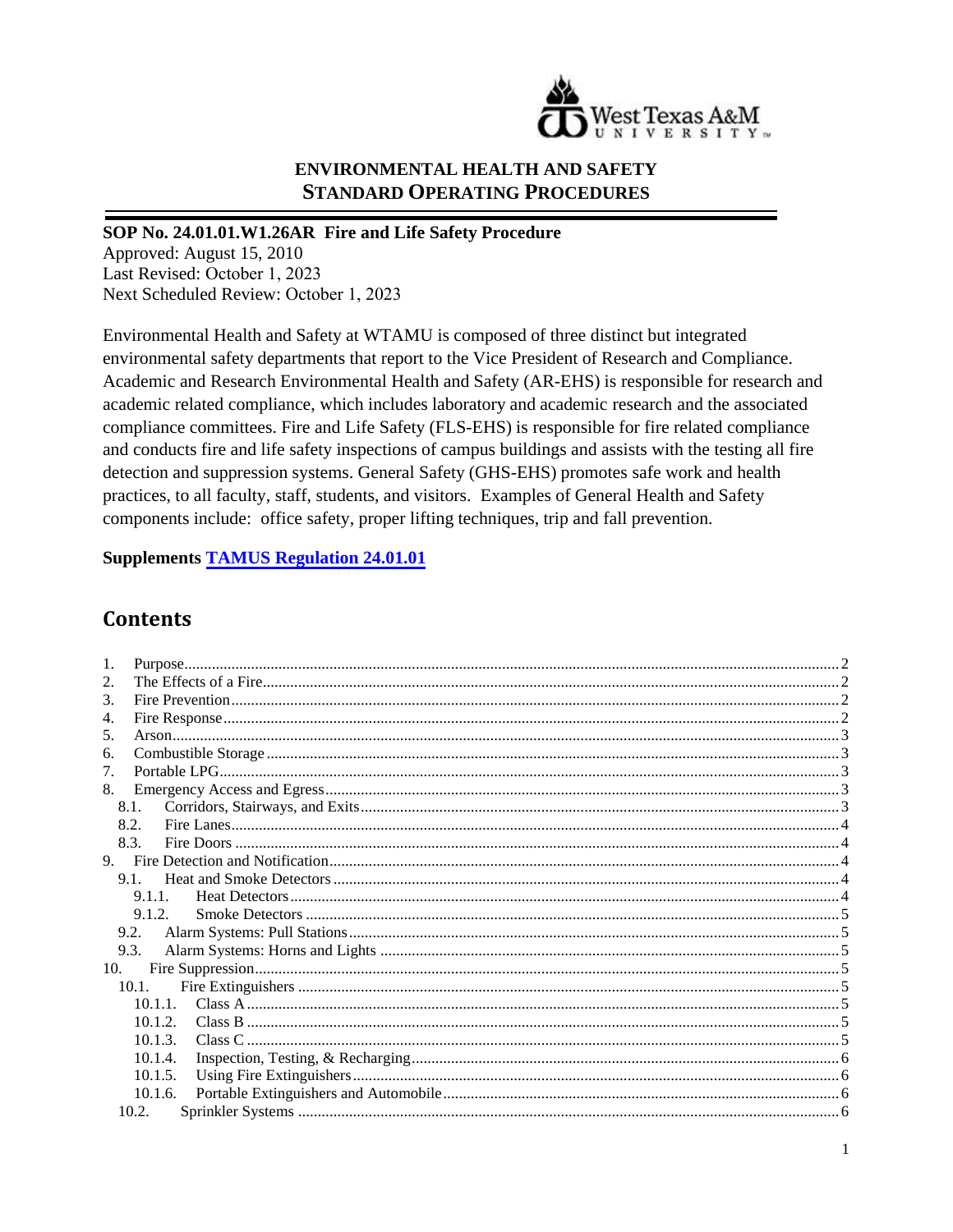**ENVIRONMENTAL HEALTH AND SAFETY**
**STANDARD OPERATING PROCEDURES**

**SOP No. 24.01.01.W1.26AR Fire and Life Safety Procedure**

Approved: August 15, 2010
Last Revised: October 1, 2023
Next Scheduled Review: October 1, 2023

Environmental Health and Safety at WTAMU is composed of three distinct but integrated environmental safety departments that report to the Vice President of Research and Compliance. Academic and Research Environmental Health and Safety (AR-EHS) is responsible for research and academic related compliance, which includes laboratory and academic research and the associated compliance committees. Fire and Life Safety (FLS-EHS) is responsible for fire related compliance and conducts fire and life safety inspections of campus buildings and assists with the testing all fire detection and suppression systems. General Safety (GHS-EHS) promotes safe work and health practices, to all faculty, staff, students, and visitors. Examples of General Health and Safety components include: office safety, proper lifting techniques, trip and fall prevention.

**Supplements [TAMUS Regulation 24.01.01]**

## Contents

1. Purpose .......... 2
2. The Effects of a Fire .......... 2
3. Fire Prevention .......... 2
4. Fire Response .......... 2
5. Arson .......... 3
6. Combustible Storage .......... 3
7. Portable LPG .......... 3
8. Emergency Access and Egress .......... 3
   - 8.1. Corridors, Stairways, and Exits .......... 3
   - 8.2. Fire Lanes .......... 4
   - 8.3. Fire Doors .......... 4
9. Fire Detection and Notification .......... 4
   - 9.1. Heat and Smoke Detectors .......... 4
     - 9.1.1. Heat Detectors .......... 4
     - 9.1.2. Smoke Detectors .......... 5
   - 9.2. Alarm Systems: Pull Stations .......... 5
   - 9.3. Alarm Systems: Horns and Lights .......... 5
10. Fire Suppression .......... 5
    - 10.1. Fire Extinguishers .......... 5
      - 10.1.1. Class A .......... 5
      - 10.1.2. Class B .......... 5
      - 10.1.3. Class C .......... 5
      - 10.1.4. Inspection, Testing, & Recharging .......... 6
      - 10.1.5. Using Fire Extinguishers .......... 6
      - 10.1.6. Portable Extinguishers and Automobile .......... 6
    - 10.2. Sprinkler Systems .......... 6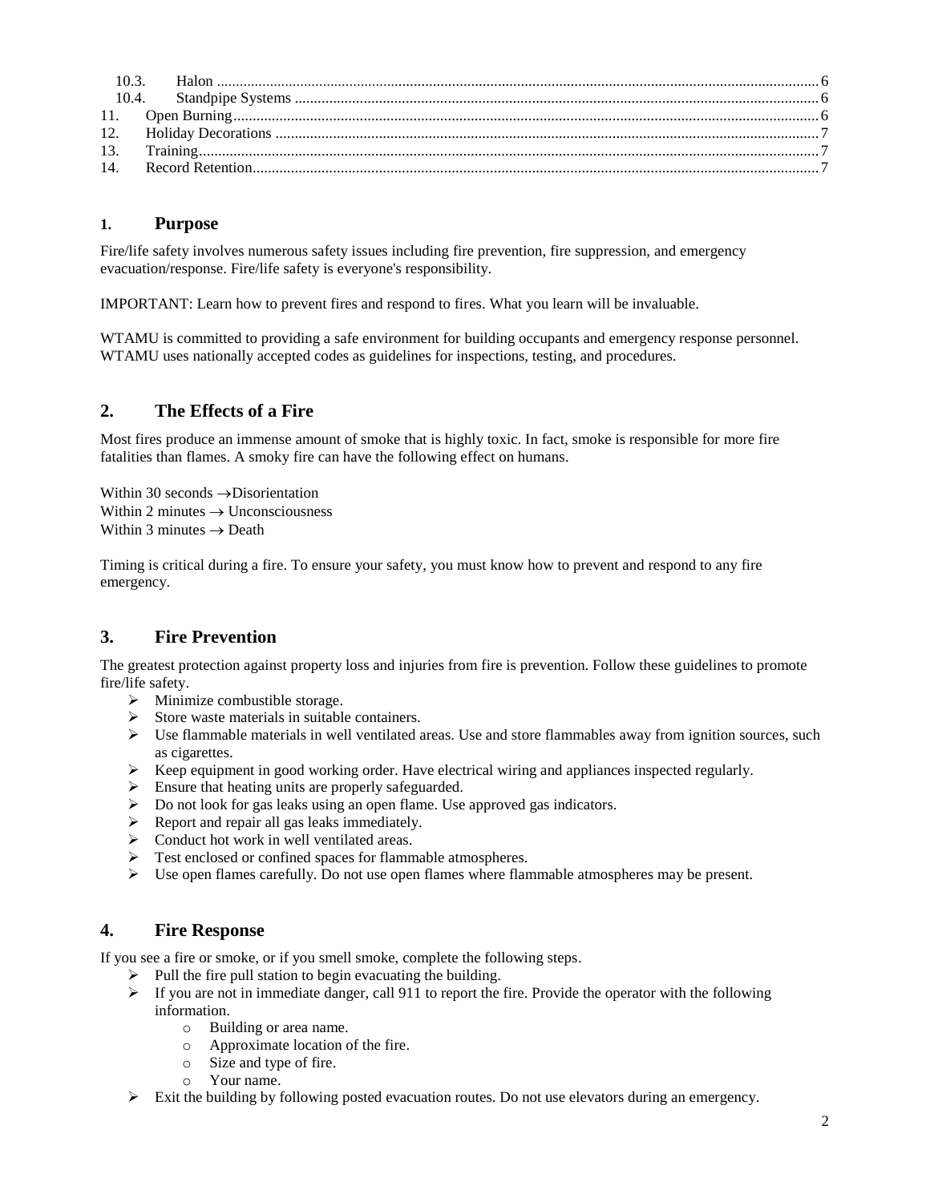| | | |
|---|---|---|
| 10.3. | Halon | 6 |
| 10.4. | Standpipe Systems | 6 |
| 11. | Open Burning | 6 |
| 12. | Holiday Decorations | 7 |
| 13. | Training | 7 |
| 14. | Record Retention | 7 |

## 1. Purpose

Fire/life safety involves numerous safety issues including fire prevention, fire suppression, and emergency evacuation/response. Fire/life safety is everyone's responsibility.

IMPORTANT: Learn how to prevent fires and respond to fires. What you learn will be invaluable.

WTAMU is committed to providing a safe environment for building occupants and emergency response personnel. WTAMU uses nationally accepted codes as guidelines for inspections, testing, and procedures.

## 2. The Effects of a Fire

Most fires produce an immense amount of smoke that is highly toxic. In fact, smoke is responsible for more fire fatalities than flames. A smoky fire can have the following effect on humans.

Within 30 seconds → Disorientation
Within 2 minutes → Unconsciousness
Within 3 minutes → Death

Timing is critical during a fire. To ensure your safety, you must know how to prevent and respond to any fire emergency.

## 3. Fire Prevention

The greatest protection against property loss and injuries from fire is prevention. Follow these guidelines to promote fire/life safety.

- Minimize combustible storage.
- Store waste materials in suitable containers.
- Use flammable materials in well ventilated areas. Use and store flammables away from ignition sources, such as cigarettes.
- Keep equipment in good working order. Have electrical wiring and appliances inspected regularly.
- Ensure that heating units are properly safeguarded.
- Do not look for gas leaks using an open flame. Use approved gas indicators.
- Report and repair all gas leaks immediately.
- Conduct hot work in well ventilated areas.
- Test enclosed or confined spaces for flammable atmospheres.
- Use open flames carefully. Do not use open flames where flammable atmospheres may be present.

## 4. Fire Response

If you see a fire or smoke, or if you smell smoke, complete the following steps.

- Pull the fire pull station to begin evacuating the building.
- If you are not in immediate danger, call 911 to report the fire. Provide the operator with the following information.
  - Building or area name.
  - Approximate location of the fire.
  - Size and type of fire.
  - Your name.
- Exit the building by following posted evacuation routes. Do not use elevators during an emergency.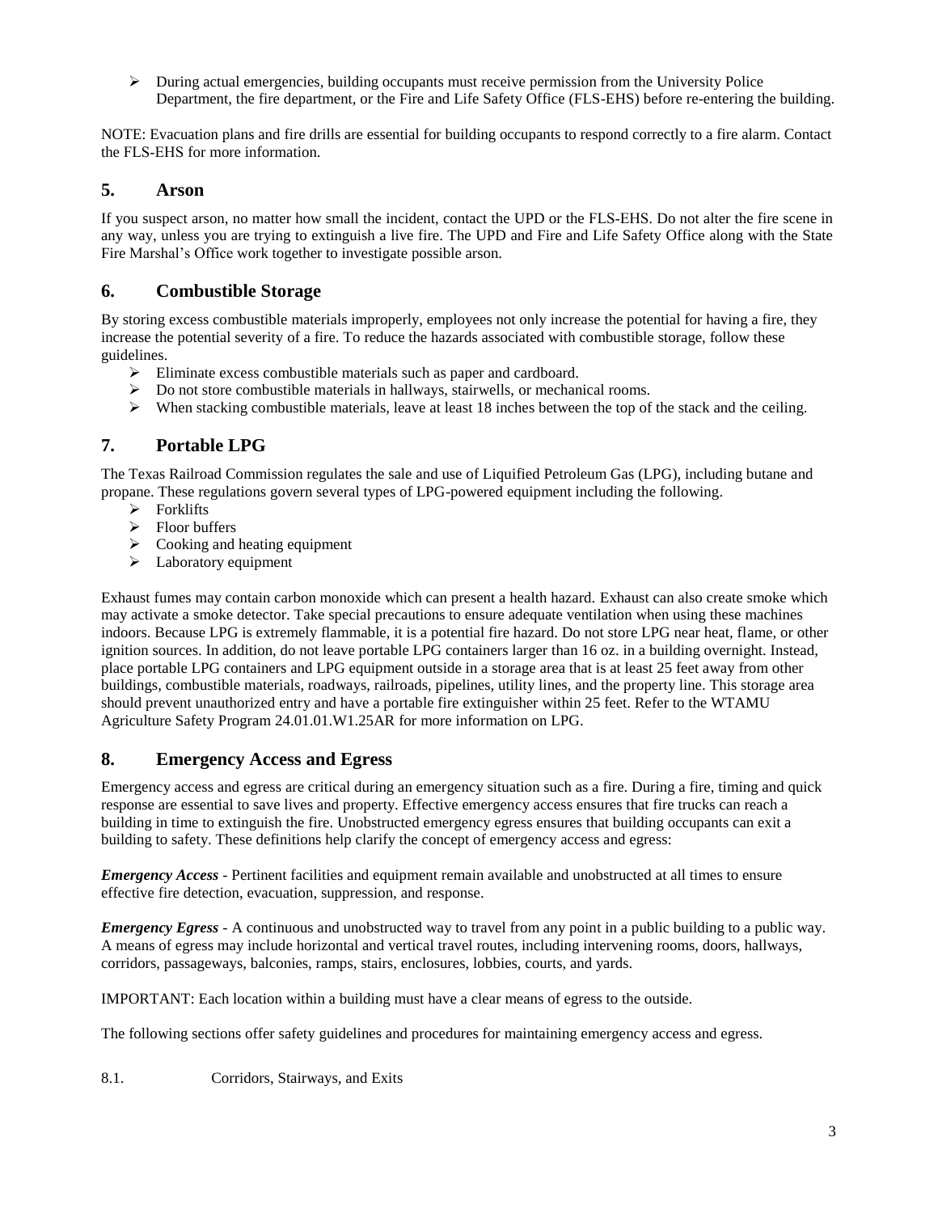- During actual emergencies, building occupants must receive permission from the University Police Department, the fire department, or the Fire and Life Safety Office (FLS-EHS) before re-entering the building.

NOTE: Evacuation plans and fire drills are essential for building occupants to respond correctly to a fire alarm. Contact the FLS-EHS for more information.

## 5. Arson

If you suspect arson, no matter how small the incident, contact the UPD or the FLS-EHS. Do not alter the fire scene in any way, unless you are trying to extinguish a live fire. The UPD and Fire and Life Safety Office along with the State Fire Marshal's Office work together to investigate possible arson.

## 6. Combustible Storage

By storing excess combustible materials improperly, employees not only increase the potential for having a fire, they increase the potential severity of a fire. To reduce the hazards associated with combustible storage, follow these guidelines.

- Eliminate excess combustible materials such as paper and cardboard.
- Do not store combustible materials in hallways, stairwells, or mechanical rooms.
- When stacking combustible materials, leave at least 18 inches between the top of the stack and the ceiling.

## 7. Portable LPG

The Texas Railroad Commission regulates the sale and use of Liquified Petroleum Gas (LPG), including butane and propane. These regulations govern several types of LPG-powered equipment including the following.

- Forklifts
- Floor buffers
- Cooking and heating equipment
- Laboratory equipment

Exhaust fumes may contain carbon monoxide which can present a health hazard. Exhaust can also create smoke which may activate a smoke detector. Take special precautions to ensure adequate ventilation when using these machines indoors. Because LPG is extremely flammable, it is a potential fire hazard. Do not store LPG near heat, flame, or other ignition sources. In addition, do not leave portable LPG containers larger than 16 oz. in a building overnight. Instead, place portable LPG containers and LPG equipment outside in a storage area that is at least 25 feet away from other buildings, combustible materials, roadways, railroads, pipelines, utility lines, and the property line. This storage area should prevent unauthorized entry and have a portable fire extinguisher within 25 feet. Refer to the WTAMU Agriculture Safety Program 24.01.01.W1.25AR for more information on LPG.

## 8. Emergency Access and Egress

Emergency access and egress are critical during an emergency situation such as a fire. During a fire, timing and quick response are essential to save lives and property. Effective emergency access ensures that fire trucks can reach a building in time to extinguish the fire. Unobstructed emergency egress ensures that building occupants can exit a building to safety. These definitions help clarify the concept of emergency access and egress:

***Emergency Access*** - Pertinent facilities and equipment remain available and unobstructed at all times to ensure effective fire detection, evacuation, suppression, and response.

***Emergency Egress*** - A continuous and unobstructed way to travel from any point in a public building to a public way. A means of egress may include horizontal and vertical travel routes, including intervening rooms, doors, hallways, corridors, passageways, balconies, ramps, stairs, enclosures, lobbies, courts, and yards.

IMPORTANT: Each location within a building must have a clear means of egress to the outside.

The following sections offer safety guidelines and procedures for maintaining emergency access and egress.

8.1. Corridors, Stairways, and Exits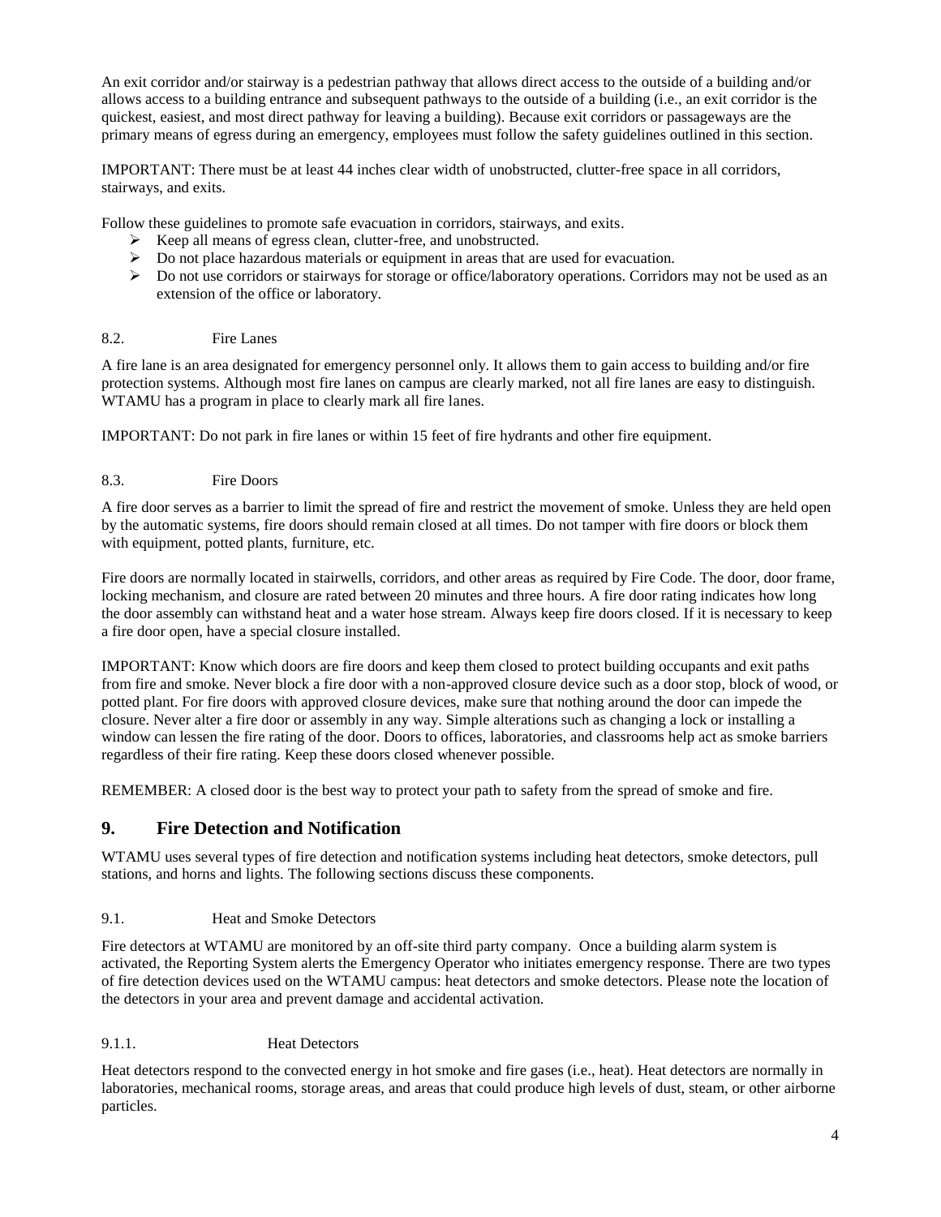An exit corridor and/or stairway is a pedestrian pathway that allows direct access to the outside of a building and/or allows access to a building entrance and subsequent pathways to the outside of a building (i.e., an exit corridor is the quickest, easiest, and most direct pathway for leaving a building). Because exit corridors or passageways are the primary means of egress during an emergency, employees must follow the safety guidelines outlined in this section.

IMPORTANT: There must be at least 44 inches clear width of unobstructed, clutter-free space in all corridors, stairways, and exits.

Follow these guidelines to promote safe evacuation in corridors, stairways, and exits.

- Keep all means of egress clean, clutter-free, and unobstructed.
- Do not place hazardous materials or equipment in areas that are used for evacuation.
- Do not use corridors or stairways for storage or office/laboratory operations. Corridors may not be used as an extension of the office or laboratory.

### 8.2. Fire Lanes

A fire lane is an area designated for emergency personnel only. It allows them to gain access to building and/or fire protection systems. Although most fire lanes on campus are clearly marked, not all fire lanes are easy to distinguish. WTAMU has a program in place to clearly mark all fire lanes.

IMPORTANT: Do not park in fire lanes or within 15 feet of fire hydrants and other fire equipment.

### 8.3. Fire Doors

A fire door serves as a barrier to limit the spread of fire and restrict the movement of smoke. Unless they are held open by the automatic systems, fire doors should remain closed at all times. Do not tamper with fire doors or block them with equipment, potted plants, furniture, etc.

Fire doors are normally located in stairwells, corridors, and other areas as required by Fire Code. The door, door frame, locking mechanism, and closure are rated between 20 minutes and three hours. A fire door rating indicates how long the door assembly can withstand heat and a water hose stream. Always keep fire doors closed. If it is necessary to keep a fire door open, have a special closure installed.

IMPORTANT: Know which doors are fire doors and keep them closed to protect building occupants and exit paths from fire and smoke. Never block a fire door with a non-approved closure device such as a door stop, block of wood, or potted plant. For fire doors with approved closure devices, make sure that nothing around the door can impede the closure. Never alter a fire door or assembly in any way. Simple alterations such as changing a lock or installing a window can lessen the fire rating of the door. Doors to offices, laboratories, and classrooms help act as smoke barriers regardless of their fire rating. Keep these doors closed whenever possible.

REMEMBER: A closed door is the best way to protect your path to safety from the spread of smoke and fire.

## 9. Fire Detection and Notification

WTAMU uses several types of fire detection and notification systems including heat detectors, smoke detectors, pull stations, and horns and lights. The following sections discuss these components.

### 9.1. Heat and Smoke Detectors

Fire detectors at WTAMU are monitored by an off-site third party company. Once a building alarm system is activated, the Reporting System alerts the Emergency Operator who initiates emergency response. There are two types of fire detection devices used on the WTAMU campus: heat detectors and smoke detectors. Please note the location of the detectors in your area and prevent damage and accidental activation.

#### 9.1.1. Heat Detectors

Heat detectors respond to the convected energy in hot smoke and fire gases (i.e., heat). Heat detectors are normally in laboratories, mechanical rooms, storage areas, and areas that could produce high levels of dust, steam, or other airborne particles.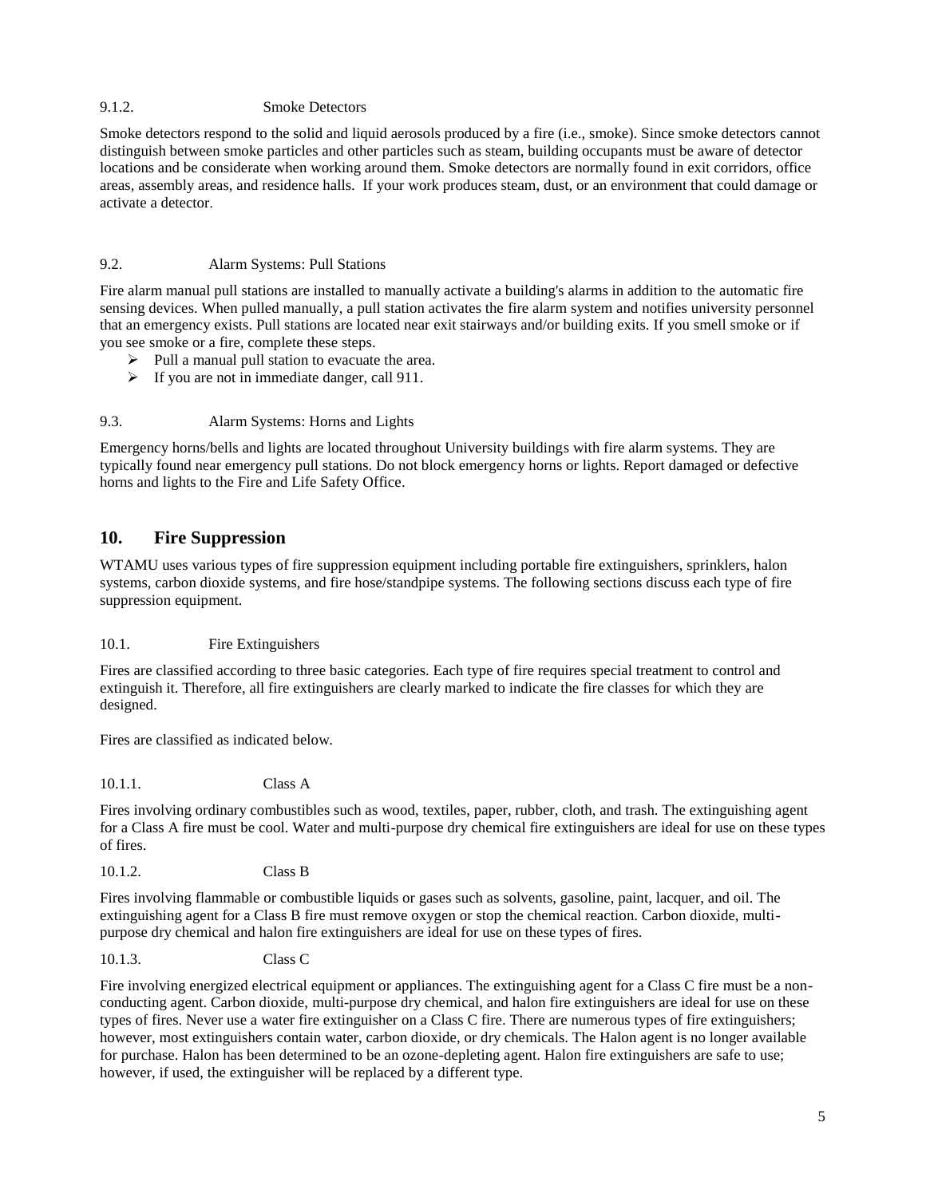#### 9.1.2. Smoke Detectors

Smoke detectors respond to the solid and liquid aerosols produced by a fire (i.e., smoke). Since smoke detectors cannot distinguish between smoke particles and other particles such as steam, building occupants must be aware of detector locations and be considerate when working around them. Smoke detectors are normally found in exit corridors, office areas, assembly areas, and residence halls. If your work produces steam, dust, or an environment that could damage or activate a detector.

### 9.2. Alarm Systems: Pull Stations

Fire alarm manual pull stations are installed to manually activate a building's alarms in addition to the automatic fire sensing devices. When pulled manually, a pull station activates the fire alarm system and notifies university personnel that an emergency exists. Pull stations are located near exit stairways and/or building exits. If you smell smoke or if you see smoke or a fire, complete these steps.

- Pull a manual pull station to evacuate the area.
- If you are not in immediate danger, call 911.

### 9.3. Alarm Systems: Horns and Lights

Emergency horns/bells and lights are located throughout University buildings with fire alarm systems. They are typically found near emergency pull stations. Do not block emergency horns or lights. Report damaged or defective horns and lights to the Fire and Life Safety Office.

## 10. Fire Suppression

WTAMU uses various types of fire suppression equipment including portable fire extinguishers, sprinklers, halon systems, carbon dioxide systems, and fire hose/standpipe systems. The following sections discuss each type of fire suppression equipment.

### 10.1. Fire Extinguishers

Fires are classified according to three basic categories. Each type of fire requires special treatment to control and extinguish it. Therefore, all fire extinguishers are clearly marked to indicate the fire classes for which they are designed.

Fires are classified as indicated below.

#### 10.1.1. Class A

Fires involving ordinary combustibles such as wood, textiles, paper, rubber, cloth, and trash. The extinguishing agent for a Class A fire must be cool. Water and multi-purpose dry chemical fire extinguishers are ideal for use on these types of fires.

#### 10.1.2. Class B

Fires involving flammable or combustible liquids or gases such as solvents, gasoline, paint, lacquer, and oil. The extinguishing agent for a Class B fire must remove oxygen or stop the chemical reaction. Carbon dioxide, multi-purpose dry chemical and halon fire extinguishers are ideal for use on these types of fires.

#### 10.1.3. Class C

Fire involving energized electrical equipment or appliances. The extinguishing agent for a Class C fire must be a non-conducting agent. Carbon dioxide, multi-purpose dry chemical, and halon fire extinguishers are ideal for use on these types of fires. Never use a water fire extinguisher on a Class C fire. There are numerous types of fire extinguishers; however, most extinguishers contain water, carbon dioxide, or dry chemicals. The Halon agent is no longer available for purchase. Halon has been determined to be an ozone-depleting agent. Halon fire extinguishers are safe to use; however, if used, the extinguisher will be replaced by a different type.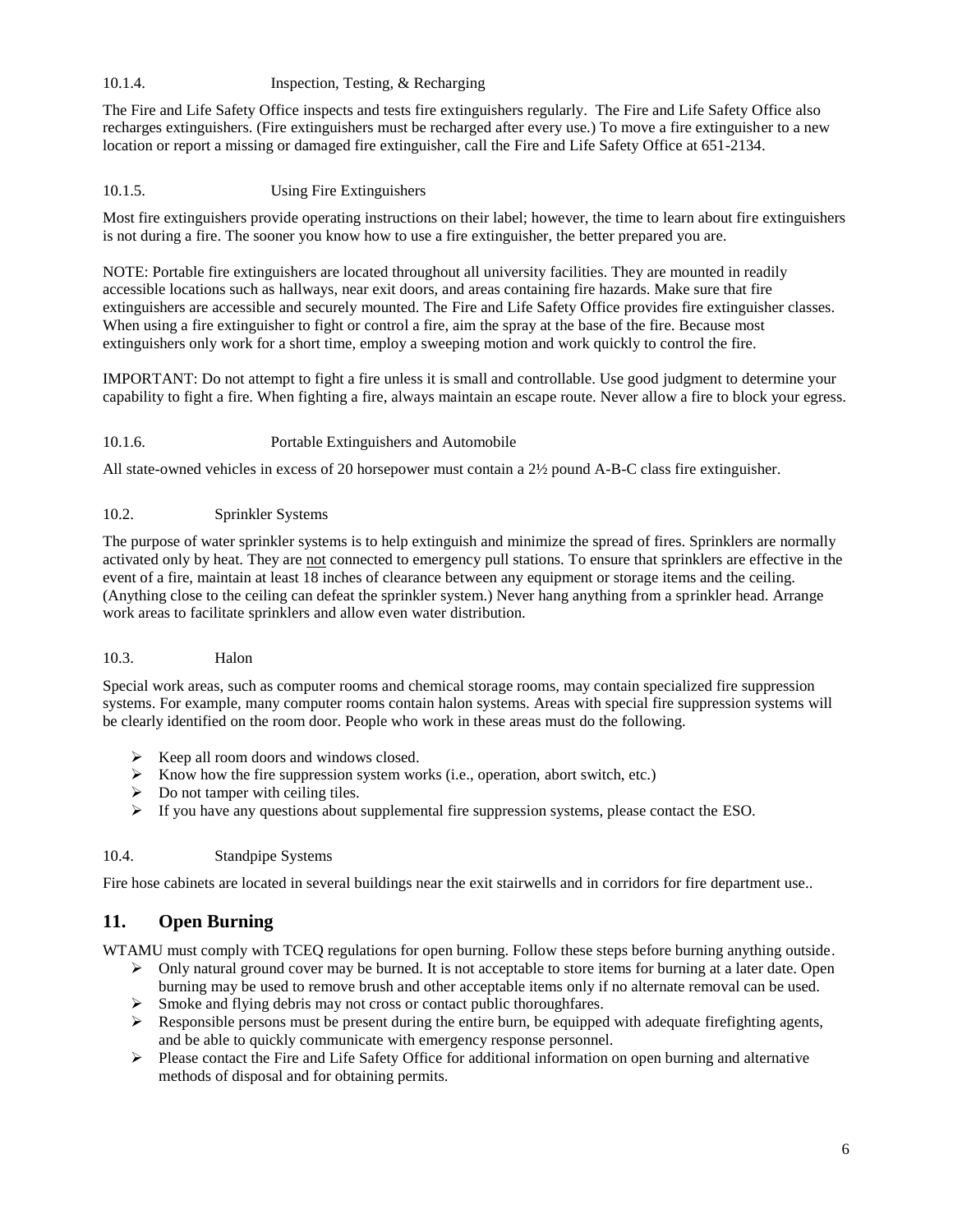#### 10.1.4. Inspection, Testing, & Recharging

The Fire and Life Safety Office inspects and tests fire extinguishers regularly. The Fire and Life Safety Office also recharges extinguishers. (Fire extinguishers must be recharged after every use.) To move a fire extinguisher to a new location or report a missing or damaged fire extinguisher, call the Fire and Life Safety Office at 651-2134.

#### 10.1.5. Using Fire Extinguishers

Most fire extinguishers provide operating instructions on their label; however, the time to learn about fire extinguishers is not during a fire. The sooner you know how to use a fire extinguisher, the better prepared you are.

NOTE: Portable fire extinguishers are located throughout all university facilities. They are mounted in readily accessible locations such as hallways, near exit doors, and areas containing fire hazards. Make sure that fire extinguishers are accessible and securely mounted. The Fire and Life Safety Office provides fire extinguisher classes. When using a fire extinguisher to fight or control a fire, aim the spray at the base of the fire. Because most extinguishers only work for a short time, employ a sweeping motion and work quickly to control the fire.

IMPORTANT: Do not attempt to fight a fire unless it is small and controllable. Use good judgment to determine your capability to fight a fire. When fighting a fire, always maintain an escape route. Never allow a fire to block your egress.

#### 10.1.6. Portable Extinguishers and Automobile

All state-owned vehicles in excess of 20 horsepower must contain a 2½ pound A-B-C class fire extinguisher.

### 10.2. Sprinkler Systems

The purpose of water sprinkler systems is to help extinguish and minimize the spread of fires. Sprinklers are normally activated only by heat. They are <u>not</u> connected to emergency pull stations. To ensure that sprinklers are effective in the event of a fire, maintain at least 18 inches of clearance between any equipment or storage items and the ceiling. (Anything close to the ceiling can defeat the sprinkler system.) Never hang anything from a sprinkler head. Arrange work areas to facilitate sprinklers and allow even water distribution.

### 10.3. Halon

Special work areas, such as computer rooms and chemical storage rooms, may contain specialized fire suppression systems. For example, many computer rooms contain halon systems. Areas with special fire suppression systems will be clearly identified on the room door. People who work in these areas must do the following.

- Keep all room doors and windows closed.
- Know how the fire suppression system works (i.e., operation, abort switch, etc.)
- Do not tamper with ceiling tiles.
- If you have any questions about supplemental fire suppression systems, please contact the ESO.

### 10.4. Standpipe Systems

Fire hose cabinets are located in several buildings near the exit stairwells and in corridors for fire department use..

## 11. Open Burning

WTAMU must comply with TCEQ regulations for open burning. Follow these steps before burning anything outside.

- Only natural ground cover may be burned. It is not acceptable to store items for burning at a later date. Open burning may be used to remove brush and other acceptable items only if no alternate removal can be used.
- Smoke and flying debris may not cross or contact public thoroughfares.
- Responsible persons must be present during the entire burn, be equipped with adequate firefighting agents, and be able to quickly communicate with emergency response personnel.
- Please contact the Fire and Life Safety Office for additional information on open burning and alternative methods of disposal and for obtaining permits.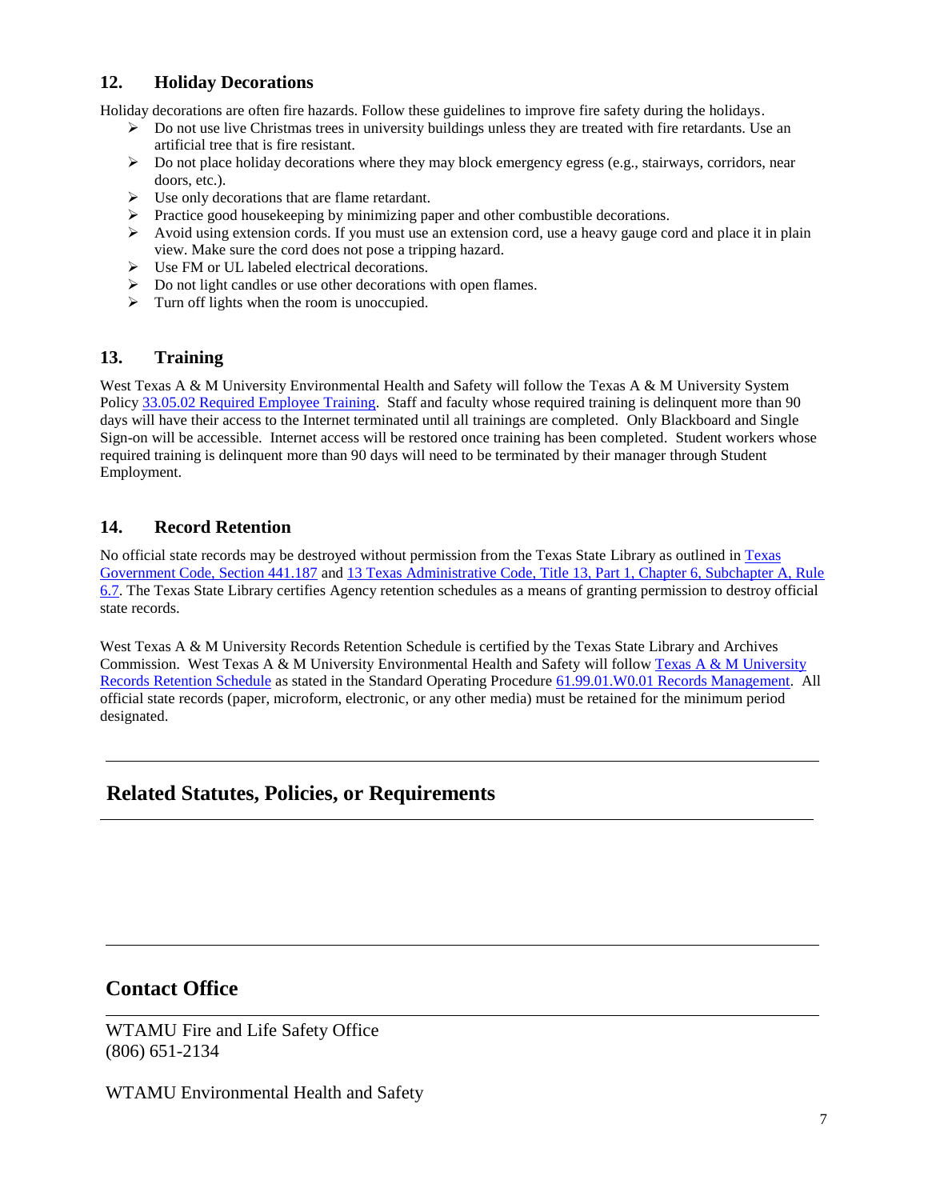## 12. Holiday Decorations

Holiday decorations are often fire hazards. Follow these guidelines to improve fire safety during the holidays.

- Do not use live Christmas trees in university buildings unless they are treated with fire retardants. Use an artificial tree that is fire resistant.
- Do not place holiday decorations where they may block emergency egress (e.g., stairways, corridors, near doors, etc.).
- Use only decorations that are flame retardant.
- Practice good housekeeping by minimizing paper and other combustible decorations.
- Avoid using extension cords. If you must use an extension cord, use a heavy gauge cord and place it in plain view. Make sure the cord does not pose a tripping hazard.
- Use FM or UL labeled electrical decorations.
- Do not light candles or use other decorations with open flames.
- Turn off lights when the room is unoccupied.

## 13. Training

West Texas A & M University Environmental Health and Safety will follow the Texas A & M University System Policy 33.05.02 Required Employee Training. Staff and faculty whose required training is delinquent more than 90 days will have their access to the Internet terminated until all trainings are completed. Only Blackboard and Single Sign-on will be accessible. Internet access will be restored once training has been completed. Student workers whose required training is delinquent more than 90 days will need to be terminated by their manager through Student Employment.

## 14. Record Retention

No official state records may be destroyed without permission from the Texas State Library as outlined in Texas Government Code, Section 441.187 and 13 Texas Administrative Code, Title 13, Part 1, Chapter 6, Subchapter A, Rule 6.7. The Texas State Library certifies Agency retention schedules as a means of granting permission to destroy official state records.

West Texas A & M University Records Retention Schedule is certified by the Texas State Library and Archives Commission. West Texas A & M University Environmental Health and Safety will follow Texas A & M University Records Retention Schedule as stated in the Standard Operating Procedure 61.99.01.W0.01 Records Management. All official state records (paper, microform, electronic, or any other media) must be retained for the minimum period designated.

---

# Related Statutes, Policies, or Requirements

---

# Contact Office

WTAMU Fire and Life Safety Office
(806) 651-2134

WTAMU Environmental Health and Safety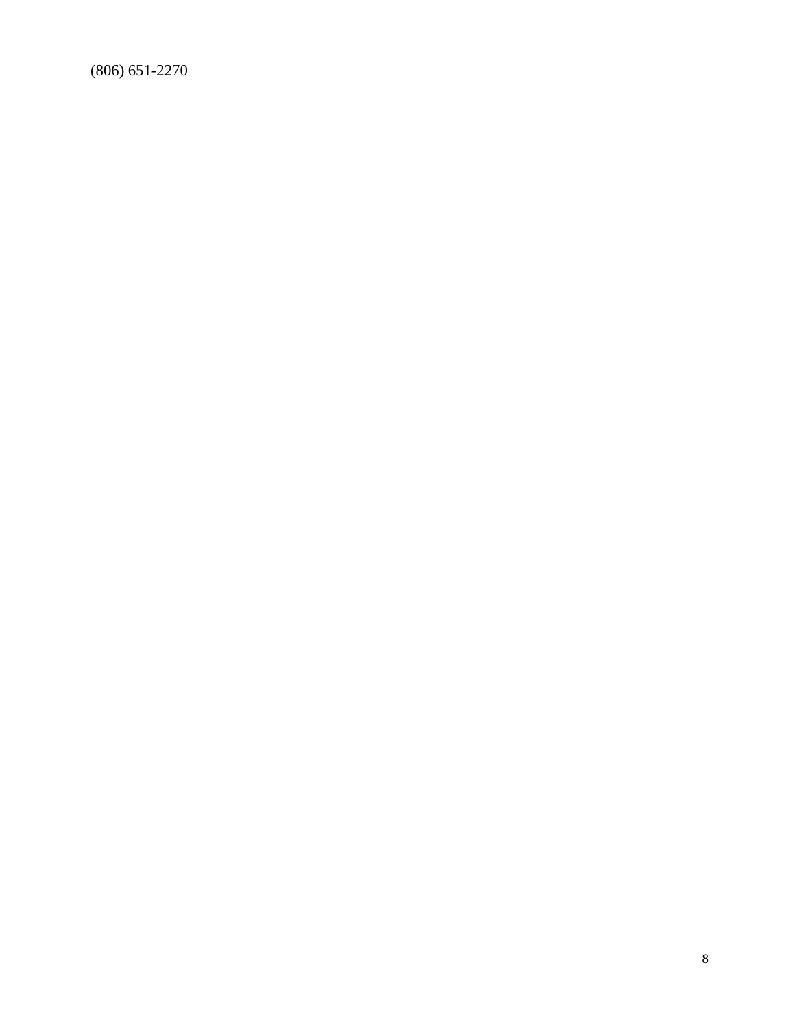(806) 651-2270